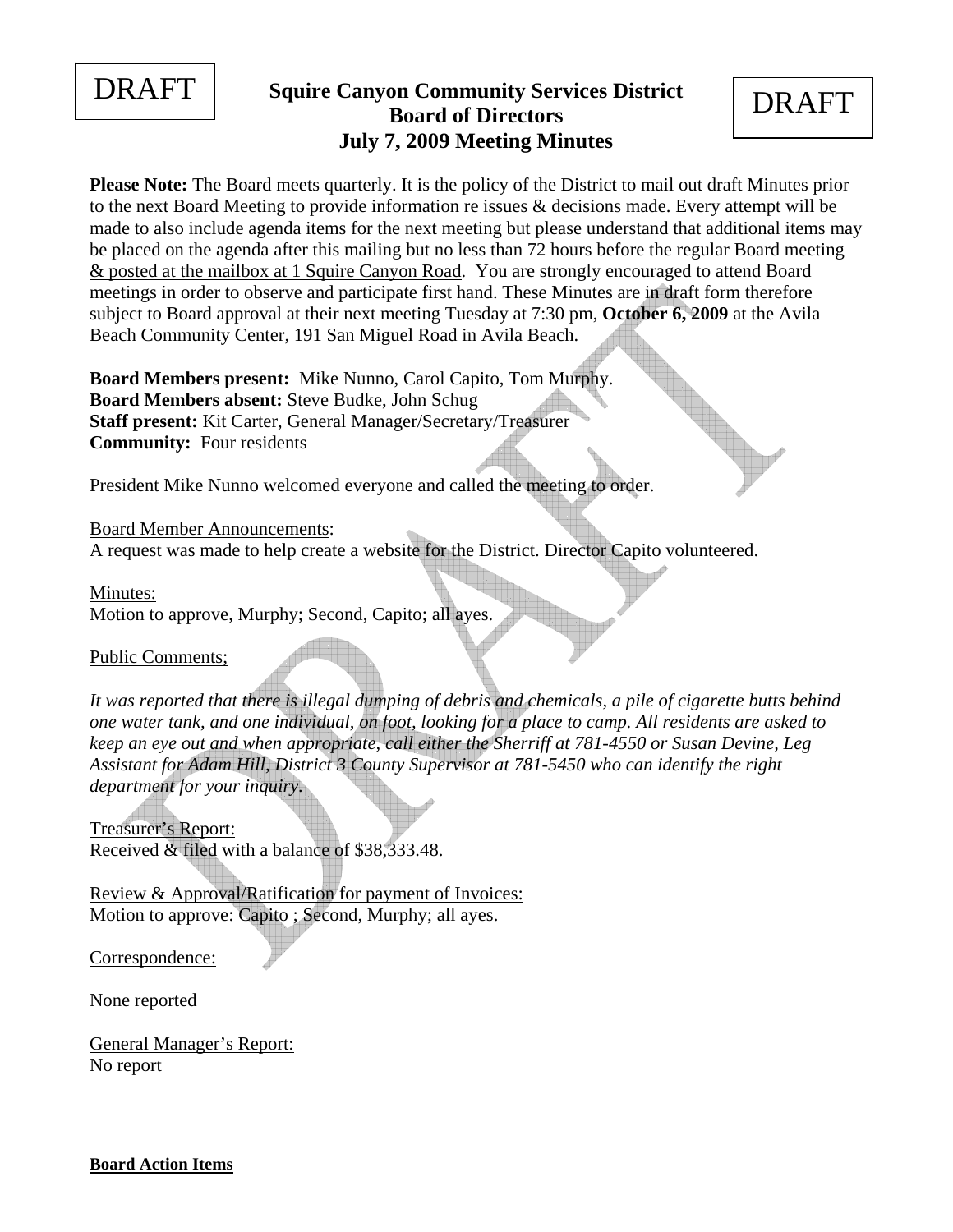DRAFT

# Squire Canyon Community Services District
## Board of Directors
## July 7, 2009 Meeting Minutes

DRAFT

**Please Note:** The Board meets quarterly. It is the policy of the District to mail out draft Minutes prior to the next Board Meeting to provide information re issues & decisions made. Every attempt will be made to also include agenda items for the next meeting but please understand that additional items may be placed on the agenda after this mailing but no less than 72 hours before the regular Board meeting & posted at the mailbox at 1 Squire Canyon Road. You are strongly encouraged to attend Board meetings in order to observe and participate first hand. These Minutes are in draft form therefore subject to Board approval at their next meeting Tuesday at 7:30 pm, **October 6, 2009** at the Avila Beach Community Center, 191 San Miguel Road in Avila Beach.

**Board Members present:** Mike Nunno, Carol Capito, Tom Murphy.
**Board Members absent:** Steve Budke, John Schug
**Staff present:** Kit Carter, General Manager/Secretary/Treasurer
**Community:** Four residents

President Mike Nunno welcomed everyone and called the meeting to order.

Board Member Announcements:
A request was made to help create a website for the District. Director Capito volunteered.

Minutes:
Motion to approve, Murphy; Second, Capito; all ayes.

Public Comments;

*It was reported that there is illegal dumping of debris and chemicals, a pile of cigarette butts behind one water tank, and one individual, on foot, looking for a place to camp. All residents are asked to keep an eye out and when appropriate, call either the Sherriff at 781-4550 or Susan Devine, Leg Assistant for Adam Hill, District 3 County Supervisor at 781-5450 who can identify the right department for your inquiry.*

Treasurer's Report:
Received & filed with a balance of $38,333.48.

Review & Approval/Ratification for payment of Invoices:
Motion to approve: Capito ; Second, Murphy; all ayes.

Correspondence:

None reported

General Manager's Report:
No report

**Board Action Items**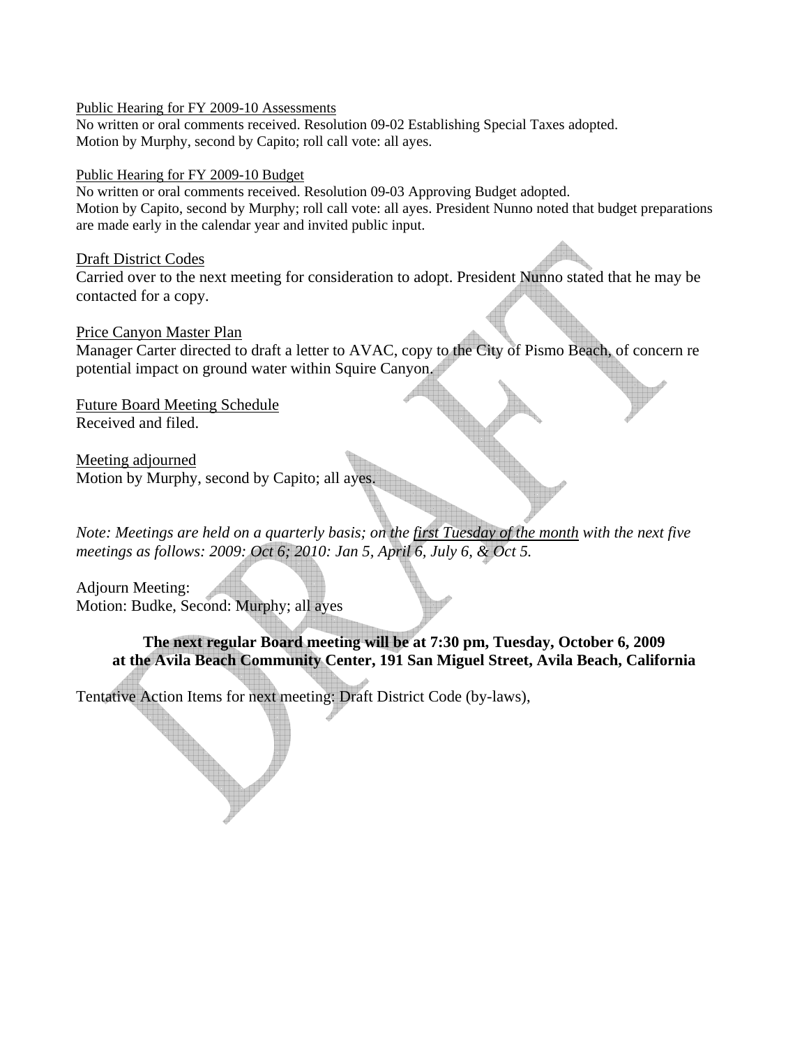Public Hearing for FY 2009-10 Assessments

No written or oral comments received. Resolution 09-02 Establishing Special Taxes adopted.
Motion by Murphy, second by Capito; roll call vote: all ayes.

Public Hearing for FY 2009-10 Budget

No written or oral comments received. Resolution 09-03 Approving Budget adopted.
Motion by Capito, second by Murphy; roll call vote: all ayes. President Nunno noted that budget preparations are made early in the calendar year and invited public input.

Draft District Codes

Carried over to the next meeting for consideration to adopt. President Nunno stated that he may be contacted for a copy.

Price Canyon Master Plan

Manager Carter directed to draft a letter to AVAC, copy to the City of Pismo Beach, of concern re potential impact on ground water within Squire Canyon.

Future Board Meeting Schedule

Received and filed.

Meeting adjourned

Motion by Murphy, second by Capito; all ayes.

*Note: Meetings are held on a quarterly basis; on the first Tuesday of the month with the next five meetings as follows: 2009: Oct 6; 2010: Jan 5, April 6, July 6, & Oct 5.*

Adjourn Meeting:
Motion: Budke, Second: Murphy; all ayes

**The next regular Board meeting will be at 7:30 pm, Tuesday, October 6, 2009 at the Avila Beach Community Center, 191 San Miguel Street, Avila Beach, California**

Tentative Action Items for next meeting: Draft District Code (by-laws),